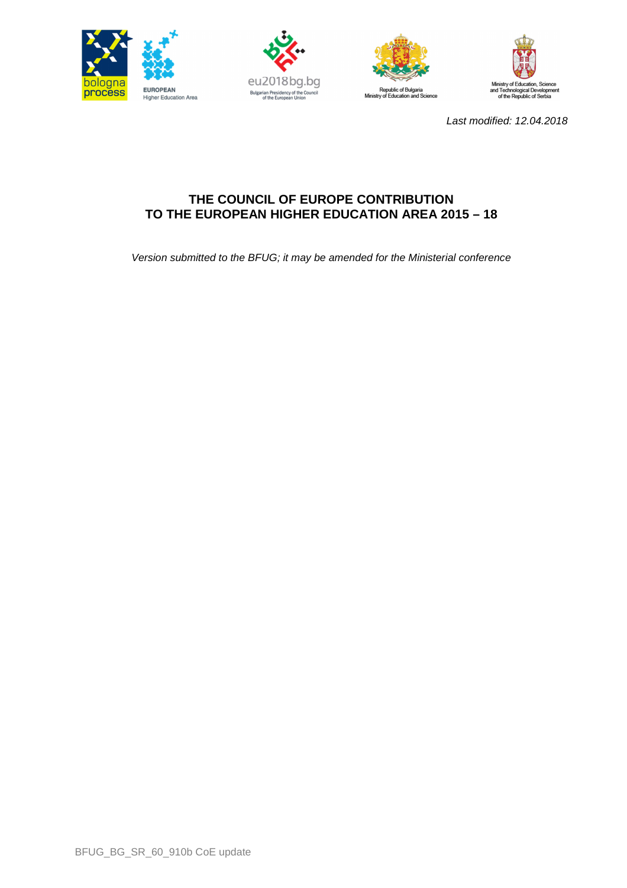*Last modified: 12.04.2018*

# THE COUNCIL OF EUROPE CONTRIBUTION TO THE EUROPEAN HIGHER EDUCATION AREA 2015 – 18

*Version submitted to the BFUG; it may be amended for the Ministerial conference*

BFUG_BG_SR_60_910b CoE update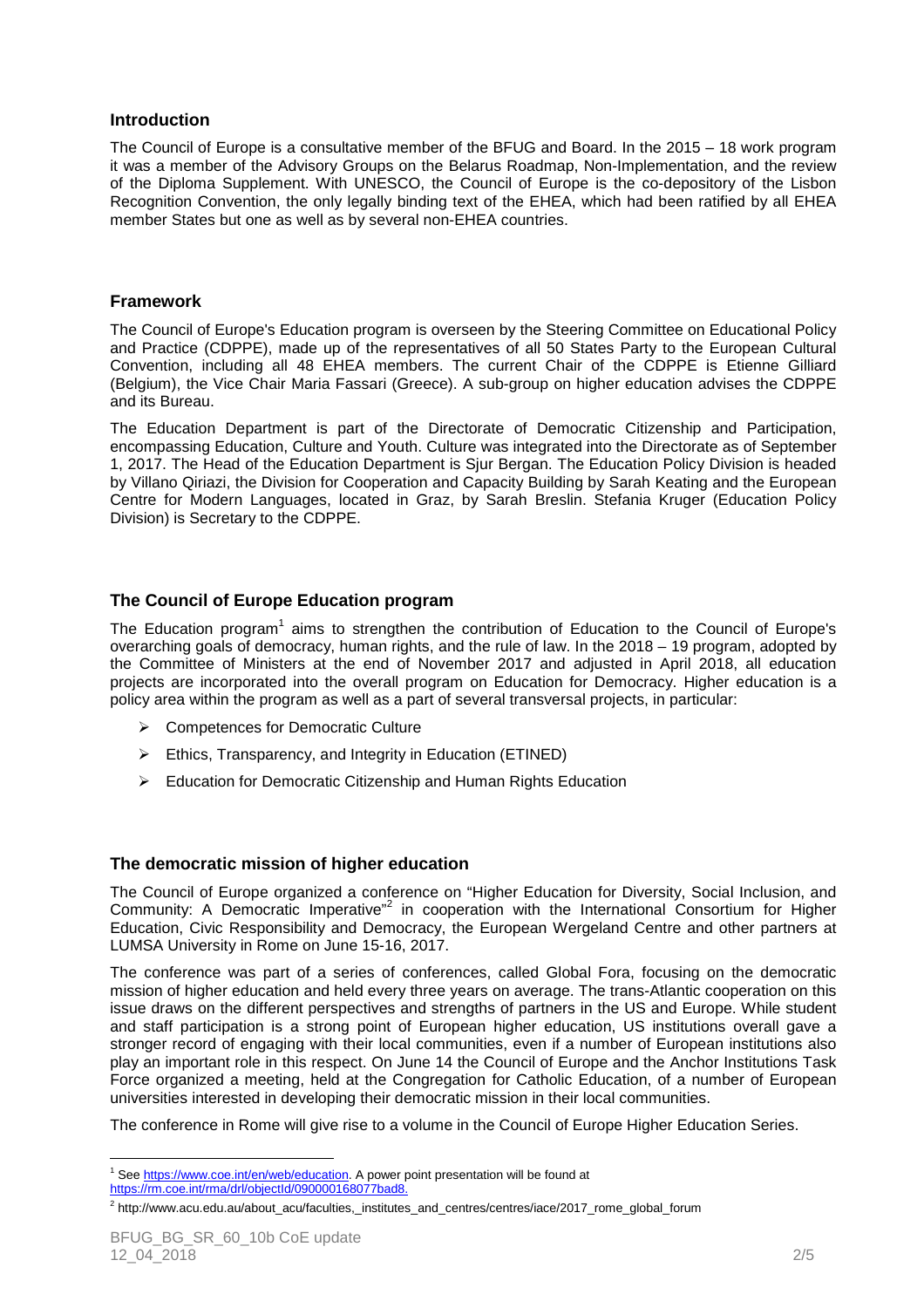## Introduction

The Council of Europe is a consultative member of the BFUG and Board. In the 2015 – 18 work program it was a member of the Advisory Groups on the Belarus Roadmap, Non-Implementation, and the review of the Diploma Supplement. With UNESCO, the Council of Europe is the co-depository of the Lisbon Recognition Convention, the only legally binding text of the EHEA, which had been ratified by all EHEA member States but one as well as by several non-EHEA countries.

## Framework

The Council of Europe's Education program is overseen by the Steering Committee on Educational Policy and Practice (CDPPE), made up of the representatives of all 50 States Party to the European Cultural Convention, including all 48 EHEA members. The current Chair of the CDPPE is Etienne Gilliard (Belgium), the Vice Chair Maria Fassari (Greece). A sub-group on higher education advises the CDPPE and its Bureau.

The Education Department is part of the Directorate of Democratic Citizenship and Participation, encompassing Education, Culture and Youth. Culture was integrated into the Directorate as of September 1, 2017. The Head of the Education Department is Sjur Bergan. The Education Policy Division is headed by Villano Qiriazi, the Division for Cooperation and Capacity Building by Sarah Keating and the European Centre for Modern Languages, located in Graz, by Sarah Breslin. Stefania Kruger (Education Policy Division) is Secretary to the CDPPE.

## The Council of Europe Education program

The Education program[1] aims to strengthen the contribution of Education to the Council of Europe's overarching goals of democracy, human rights, and the rule of law. In the 2018 – 19 program, adopted by the Committee of Ministers at the end of November 2017 and adjusted in April 2018, all education projects are incorporated into the overall program on Education for Democracy. Higher education is a policy area within the program as well as a part of several transversal projects, in particular:

- Competences for Democratic Culture
- Ethics, Transparency, and Integrity in Education (ETINED)
- Education for Democratic Citizenship and Human Rights Education

## The democratic mission of higher education

The Council of Europe organized a conference on "Higher Education for Diversity, Social Inclusion, and Community: A Democratic Imperative"[2] in cooperation with the International Consortium for Higher Education, Civic Responsibility and Democracy, the European Wergeland Centre and other partners at LUMSA University in Rome on June 15-16, 2017.

The conference was part of a series of conferences, called Global Fora, focusing on the democratic mission of higher education and held every three years on average. The trans-Atlantic cooperation on this issue draws on the different perspectives and strengths of partners in the US and Europe. While student and staff participation is a strong point of European higher education, US institutions overall gave a stronger record of engaging with their local communities, even if a number of European institutions also play an important role in this respect. On June 14 the Council of Europe and the Anchor Institutions Task Force organized a meeting, held at the Congregation for Catholic Education, of a number of European universities interested in developing their democratic mission in their local communities.

The conference in Rome will give rise to a volume in the Council of Europe Higher Education Series.

---

[1] See https://www.coe.int/en/web/education. A power point presentation will be found at https://rm.coe.int/rma/drl/objectId/090000168077bad8.

[2] http://www.acu.edu.au/about_acu/faculties,_institutes_and_centres/centres/iace/2017_rome_global_forum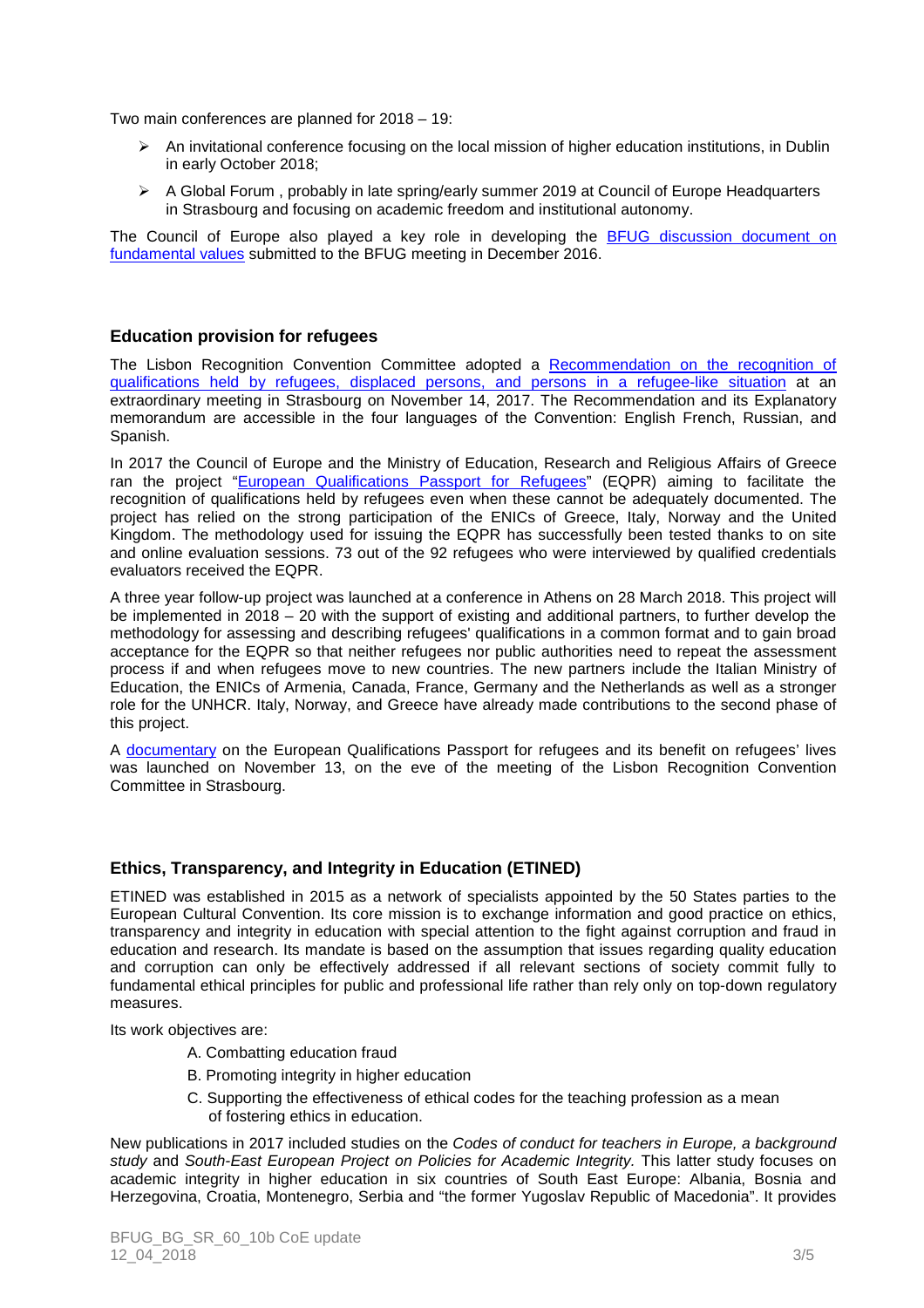Two main conferences are planned for 2018 – 19:

- An invitational conference focusing on the local mission of higher education institutions, in Dublin in early October 2018;
- A Global Forum , probably in late spring/early summer 2019 at Council of Europe Headquarters in Strasbourg and focusing on academic freedom and institutional autonomy.

The Council of Europe also played a key role in developing the BFUG discussion document on fundamental values submitted to the BFUG meeting in December 2016.

### Education provision for refugees

The Lisbon Recognition Convention Committee adopted a Recommendation on the recognition of qualifications held by refugees, displaced persons, and persons in a refugee-like situation at an extraordinary meeting in Strasbourg on November 14, 2017. The Recommendation and its Explanatory memorandum are accessible in the four languages of the Convention: English French, Russian, and Spanish.

In 2017 the Council of Europe and the Ministry of Education, Research and Religious Affairs of Greece ran the project "European Qualifications Passport for Refugees" (EQPR) aiming to facilitate the recognition of qualifications held by refugees even when these cannot be adequately documented. The project has relied on the strong participation of the ENICs of Greece, Italy, Norway and the United Kingdom. The methodology used for issuing the EQPR has successfully been tested thanks to on site and online evaluation sessions. 73 out of the 92 refugees who were interviewed by qualified credentials evaluators received the EQPR.

A three year follow-up project was launched at a conference in Athens on 28 March 2018. This project will be implemented in 2018 – 20 with the support of existing and additional partners, to further develop the methodology for assessing and describing refugees' qualifications in a common format and to gain broad acceptance for the EQPR so that neither refugees nor public authorities need to repeat the assessment process if and when refugees move to new countries. The new partners include the Italian Ministry of Education, the ENICs of Armenia, Canada, France, Germany and the Netherlands as well as a stronger role for the UNHCR. Italy, Norway, and Greece have already made contributions to the second phase of this project.

A documentary on the European Qualifications Passport for refugees and its benefit on refugees' lives was launched on November 13, on the eve of the meeting of the Lisbon Recognition Convention Committee in Strasbourg.

### Ethics, Transparency, and Integrity in Education (ETINED)

ETINED was established in 2015 as a network of specialists appointed by the 50 States parties to the European Cultural Convention. Its core mission is to exchange information and good practice on ethics, transparency and integrity in education with special attention to the fight against corruption and fraud in education and research. Its mandate is based on the assumption that issues regarding quality education and corruption can only be effectively addressed if all relevant sections of society commit fully to fundamental ethical principles for public and professional life rather than rely only on top-down regulatory measures.

Its work objectives are:

A. Combatting education fraud
B. Promoting integrity in higher education
C. Supporting the effectiveness of ethical codes for the teaching profession as a mean of fostering ethics in education.

New publications in 2017 included studies on the *Codes of conduct for teachers in Europe, a background study* and *South-East European Project on Policies for Academic Integrity.* This latter study focuses on academic integrity in higher education in six countries of South East Europe: Albania, Bosnia and Herzegovina, Croatia, Montenegro, Serbia and "the former Yugoslav Republic of Macedonia". It provides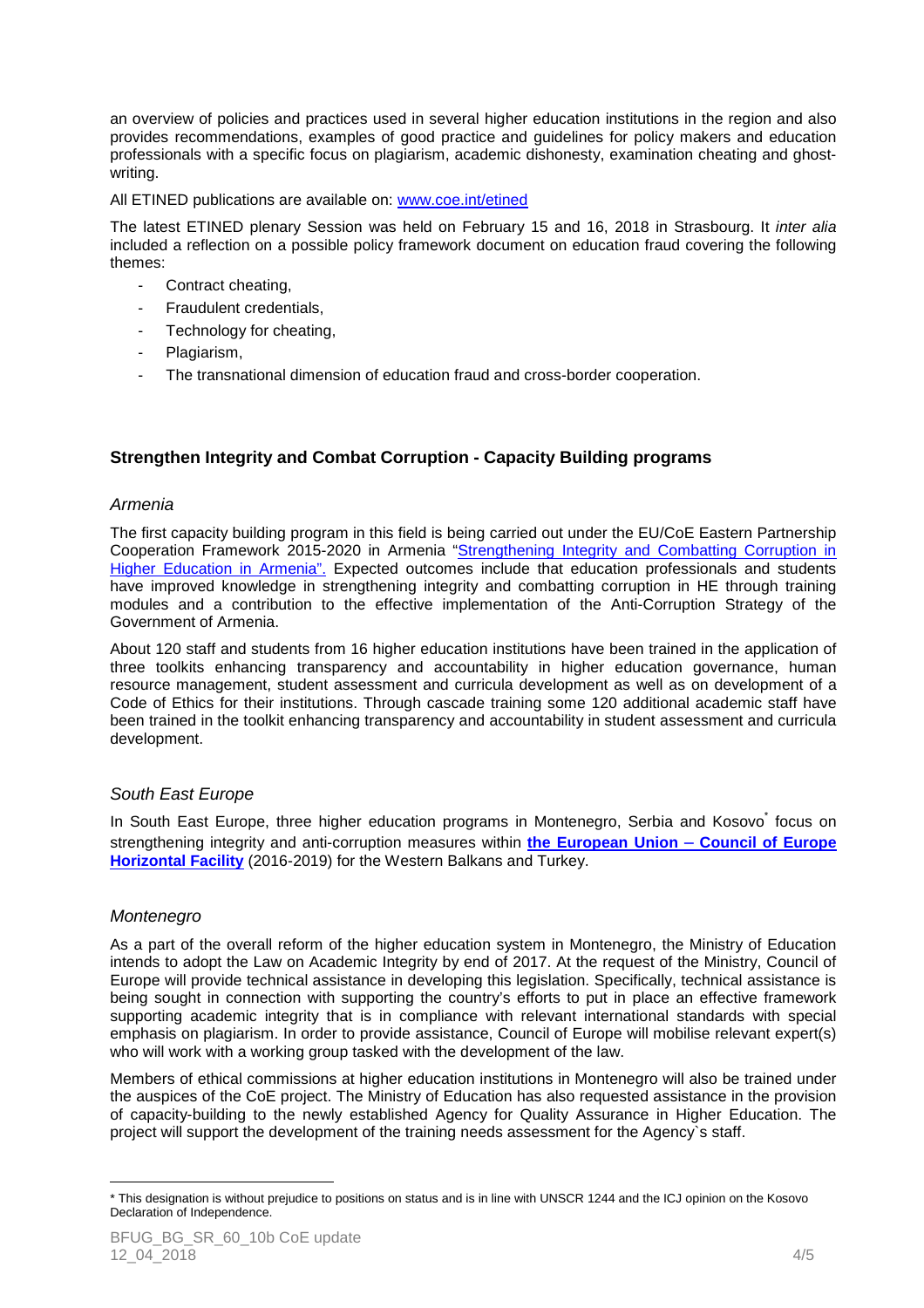an overview of policies and practices used in several higher education institutions in the region and also provides recommendations, examples of good practice and guidelines for policy makers and education professionals with a specific focus on plagiarism, academic dishonesty, examination cheating and ghost-writing.

All ETINED publications are available on: www.coe.int/etined

The latest ETINED plenary Session was held on February 15 and 16, 2018 in Strasbourg. It *inter alia* included a reflection on a possible policy framework document on education fraud covering the following themes:

- Contract cheating,
- Fraudulent credentials,
- Technology for cheating,
- Plagiarism,
- The transnational dimension of education fraud and cross-border cooperation.

## Strengthen Integrity and Combat Corruption - Capacity Building programs

### *Armenia*

The first capacity building program in this field is being carried out under the EU/CoE Eastern Partnership Cooperation Framework 2015-2020 in Armenia "Strengthening Integrity and Combatting Corruption in Higher Education in Armenia". Expected outcomes include that education professionals and students have improved knowledge in strengthening integrity and combatting corruption in HE through training modules and a contribution to the effective implementation of the Anti-Corruption Strategy of the Government of Armenia.

About 120 staff and students from 16 higher education institutions have been trained in the application of three toolkits enhancing transparency and accountability in higher education governance, human resource management, student assessment and curricula development as well as on development of a Code of Ethics for their institutions. Through cascade training some 120 additional academic staff have been trained in the toolkit enhancing transparency and accountability in student assessment and curricula development.

### *South East Europe*

In South East Europe, three higher education programs in Montenegro, Serbia and Kosovo* focus on strengthening integrity and anti-corruption measures within **the European Union – Council of Europe Horizontal Facility** (2016-2019) for the Western Balkans and Turkey.

### *Montenegro*

As a part of the overall reform of the higher education system in Montenegro, the Ministry of Education intends to adopt the Law on Academic Integrity by end of 2017. At the request of the Ministry, Council of Europe will provide technical assistance in developing this legislation. Specifically, technical assistance is being sought in connection with supporting the country's efforts to put in place an effective framework supporting academic integrity that is in compliance with relevant international standards with special emphasis on plagiarism. In order to provide assistance, Council of Europe will mobilise relevant expert(s) who will work with a working group tasked with the development of the law.

Members of ethical commissions at higher education institutions in Montenegro will also be trained under the auspices of the CoE project. The Ministry of Education has also requested assistance in the provision of capacity-building to the newly established Agency for Quality Assurance in Higher Education. The project will support the development of the training needs assessment for the Agency`s staff.

---

* This designation is without prejudice to positions on status and is in line with UNSCR 1244 and the ICJ opinion on the Kosovo Declaration of Independence.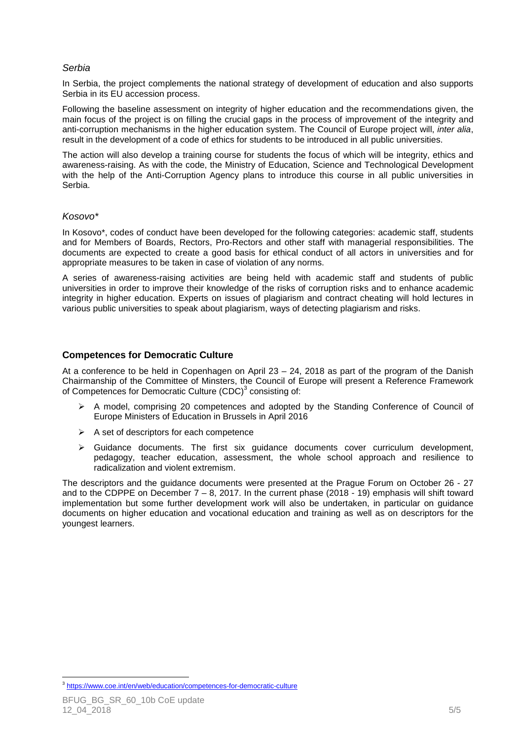*Serbia*

In Serbia, the project complements the national strategy of development of education and also supports Serbia in its EU accession process.

Following the baseline assessment on integrity of higher education and the recommendations given, the main focus of the project is on filling the crucial gaps in the process of improvement of the integrity and anti-corruption mechanisms in the higher education system. The Council of Europe project will, *inter alia*, result in the development of a code of ethics for students to be introduced in all public universities.

The action will also develop a training course for students the focus of which will be integrity, ethics and awareness-raising. As with the code, the Ministry of Education, Science and Technological Development with the help of the Anti-Corruption Agency plans to introduce this course in all public universities in Serbia.

*Kosovo**

In Kosovo*, codes of conduct have been developed for the following categories: academic staff, students and for Members of Boards, Rectors, Pro-Rectors and other staff with managerial responsibilities. The documents are expected to create a good basis for ethical conduct of all actors in universities and for appropriate measures to be taken in case of violation of any norms.

A series of awareness-raising activities are being held with academic staff and students of public universities in order to improve their knowledge of the risks of corruption risks and to enhance academic integrity in higher education. Experts on issues of plagiarism and contract cheating will hold lectures in various public universities to speak about plagiarism, ways of detecting plagiarism and risks.

### Competences for Democratic Culture

At a conference to be held in Copenhagen on April 23 – 24, 2018 as part of the program of the Danish Chairmanship of the Committee of Minsters, the Council of Europe will present a Reference Framework of Competences for Democratic Culture (CDC)[3] consisting of:

- A model, comprising 20 competences and adopted by the Standing Conference of Council of Europe Ministers of Education in Brussels in April 2016
- A set of descriptors for each competence
- Guidance documents. The first six guidance documents cover curriculum development, pedagogy, teacher education, assessment, the whole school approach and resilience to radicalization and violent extremism.

The descriptors and the guidance documents were presented at the Prague Forum on October 26 - 27 and to the CDPPE on December 7 – 8, 2017. In the current phase (2018 - 19) emphasis will shift toward implementation but some further development work will also be undertaken, in particular on guidance documents on higher education and vocational education and training as well as on descriptors for the youngest learners.

[3] https://www.coe.int/en/web/education/competences-for-democratic-culture